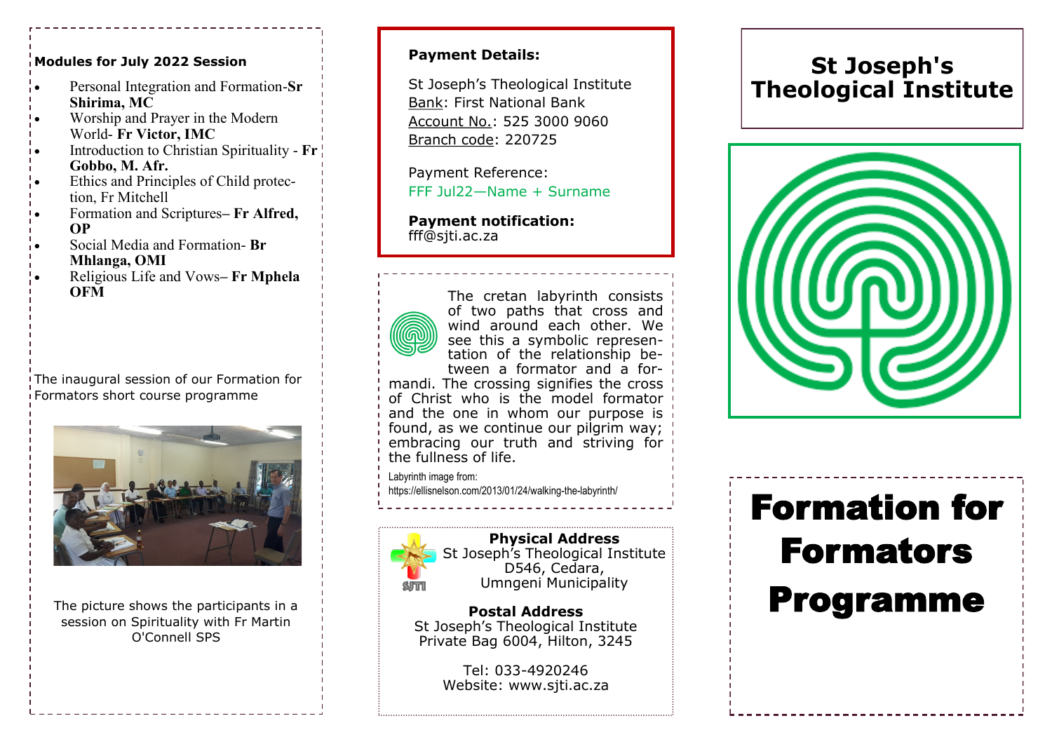**Modules for July 2022 Session**

- Personal Integration and Formation-**Sr Shirima, MC**
- Worship and Prayer in the Modern World- **Fr Victor, IMC**
- Introduction to Christian Spirituality - **Fr Gobbo, M. Afr.**
- Ethics and Principles of Child protection, Fr Mitchell
- Formation and Scriptures– **Fr Alfred, OP**
- Social Media and Formation- **Br Mhlanga, OMI**
- Religious Life and Vows– **Fr Mphela OFM**

The inaugural session of our Formation for Formators short course programme

The picture shows the participants in a session on Spirituality with Fr Martin O'Connell SPS

**Payment Details:**

St Joseph's Theological Institute
Bank: First National Bank
Account No.: 525 3000 9060
Branch code: 220725

Payment Reference:
FFF Jul22—Name + Surname

**Payment notification:**
fff@sjti.ac.za

The cretan labyrinth consists of two paths that cross and wind around each other. We see this a symbolic representation of the relationship between a formator and a formandi. The crossing signifies the cross of Christ who is the model formator and the one in whom our purpose is found, as we continue our pilgrim way; embracing our truth and striving for the fullness of life.

Labyrinth image from:
https://ellisnelson.com/2013/01/24/walking-the-labyrinth/

SJTI

**Physical Address**
St Joseph's Theological Institute
D546, Cedara,
Umngeni Municipality

**Postal Address**
St Joseph's Theological Institute
Private Bag 6004, Hilton, 3245

Tel: 033-4920246
Website: www.sjti.ac.za

# St Joseph's Theological Institute

# Formation for Formators Programme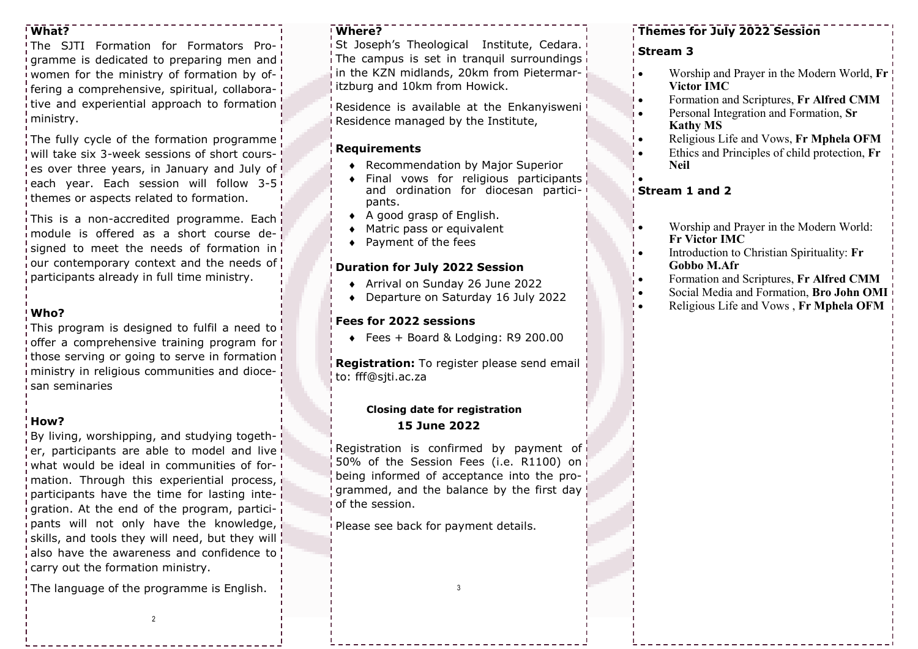## What?

The SJTI Formation for Formators Programme is dedicated to preparing men and women for the ministry of formation by offering a comprehensive, spiritual, collaborative and experiential approach to formation ministry.

The fully cycle of the formation programme will take six 3-week sessions of short courses over three years, in January and July of each year. Each session will follow 3-5 themes or aspects related to formation.

This is a non-accredited programme. Each module is offered as a short course designed to meet the needs of formation in our contemporary context and the needs of participants already in full time ministry.

## Who?

This program is designed to fulfil a need to offer a comprehensive training program for those serving or going to serve in formation ministry in religious communities and diocesan seminaries

## How?

By living, worshipping, and studying together, participants are able to model and live what would be ideal in communities of formation. Through this experiential process, participants have the time for lasting integration. At the end of the program, participants will not only have the knowledge, skills, and tools they will need, but they will also have the awareness and confidence to carry out the formation ministry.

The language of the programme is English.

## Where?

St Joseph's Theological Institute, Cedara. The campus is set in tranquil surroundings in the KZN midlands, 20km from Pietermaritzburg and 10km from Howick.

Residence is available at the Enkanyisweni Residence managed by the Institute,

## Requirements

- Recommendation by Major Superior
- Final vows for religious participants and ordination for diocesan participants.
- A good grasp of English.
- Matric pass or equivalent
- Payment of the fees

## Duration for July 2022 Session

- Arrival on Sunday 26 June 2022
- Departure on Saturday 16 July 2022

## Fees for 2022 sessions

- Fees + Board & Lodging: R9 200.00

**Registration:** To register please send email to: fff@sjti.ac.za

**Closing date for registration**
**15 June 2022**

Registration is confirmed by payment of 50% of the Session Fees (i.e. R1100) on being informed of acceptance into the programmed, and the balance by the first day of the session.

Please see back for payment details.

## Themes for July 2022 Session

### Stream 3

- Worship and Prayer in the Modern World, **Fr Victor IMC**
- Formation and Scriptures, **Fr Alfred CMM**
- Personal Integration and Formation, **Sr Kathy MS**
- Religious Life and Vows, **Fr Mphela OFM**
- Ethics and Principles of child protection, **Fr Neil**

### Stream 1 and 2

- Worship and Prayer in the Modern World: **Fr Victor IMC**
- Introduction to Christian Spirituality: **Fr Gobbo M.Afr**
- Formation and Scriptures, **Fr Alfred CMM**
- Social Media and Formation, **Bro John OMI**
- Religious Life and Vows , **Fr Mphela OFM**